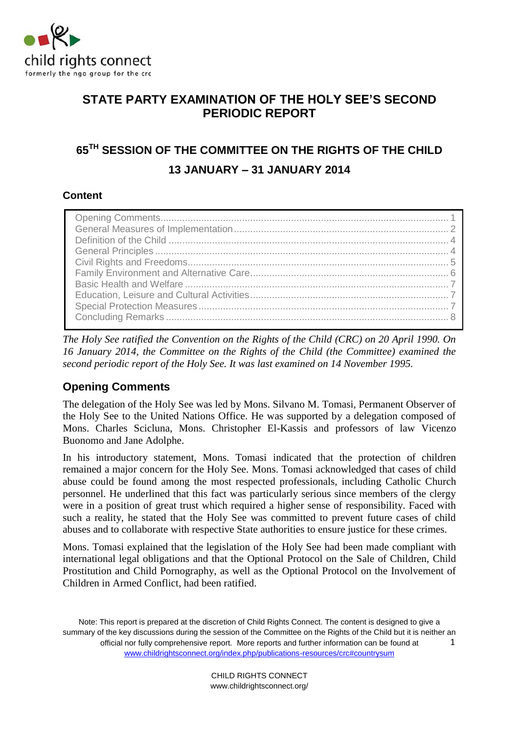child rights connect
formerly the ngo group for the crc

# STATE PARTY EXAMINATION OF THE HOLY SEE'S SECOND PERIODIC REPORT

## 65[TH] SESSION OF THE COMMITTEE ON THE RIGHTS OF THE CHILD

## 13 JANUARY – 31 JANUARY 2014

### Content

| | |
|---|---|
| Opening Comments | 1 |
| General Measures of Implementation | 2 |
| Definition of the Child | 4 |
| General Principles | 4 |
| Civil Rights and Freedoms | 5 |
| Family Environment and Alternative Care | 6 |
| Basic Health and Welfare | 7 |
| Education, Leisure and Cultural Activities | 7 |
| Special Protection Measures | 7 |
| Concluding Remarks | 8 |

*The Holy See ratified the Convention on the Rights of the Child (CRC) on 20 April 1990. On 16 January 2014, the Committee on the Rights of the Child (the Committee) examined the second periodic report of the Holy See. It was last examined on 14 November 1995.*

## Opening Comments

The delegation of the Holy See was led by Mons. Silvano M. Tomasi, Permanent Observer of the Holy See to the United Nations Office. He was supported by a delegation composed of Mons. Charles Scicluna, Mons. Christopher El-Kassis and professors of law Vicenzo Buonomo and Jane Adolphe.

In his introductory statement, Mons. Tomasi indicated that the protection of children remained a major concern for the Holy See. Mons. Tomasi acknowledged that cases of child abuse could be found among the most respected professionals, including Catholic Church personnel. He underlined that this fact was particularly serious since members of the clergy were in a position of great trust which required a higher sense of responsibility. Faced with such a reality, he stated that the Holy See was committed to prevent future cases of child abuses and to collaborate with respective State authorities to ensure justice for these crimes.

Mons. Tomasi explained that the legislation of the Holy See had been made compliant with international legal obligations and that the Optional Protocol on the Sale of Children, Child Prostitution and Child Pornography, as well as the Optional Protocol on the Involvement of Children in Armed Conflict, had been ratified.

Note: This report is prepared at the discretion of Child Rights Connect. The content is designed to give a summary of the key discussions during the session of the Committee on the Rights of the Child but it is neither an official nor fully comprehensive report. More reports and further information can be found at www.childrightsconnect.org/index.php/publications-resources/crc#countrysum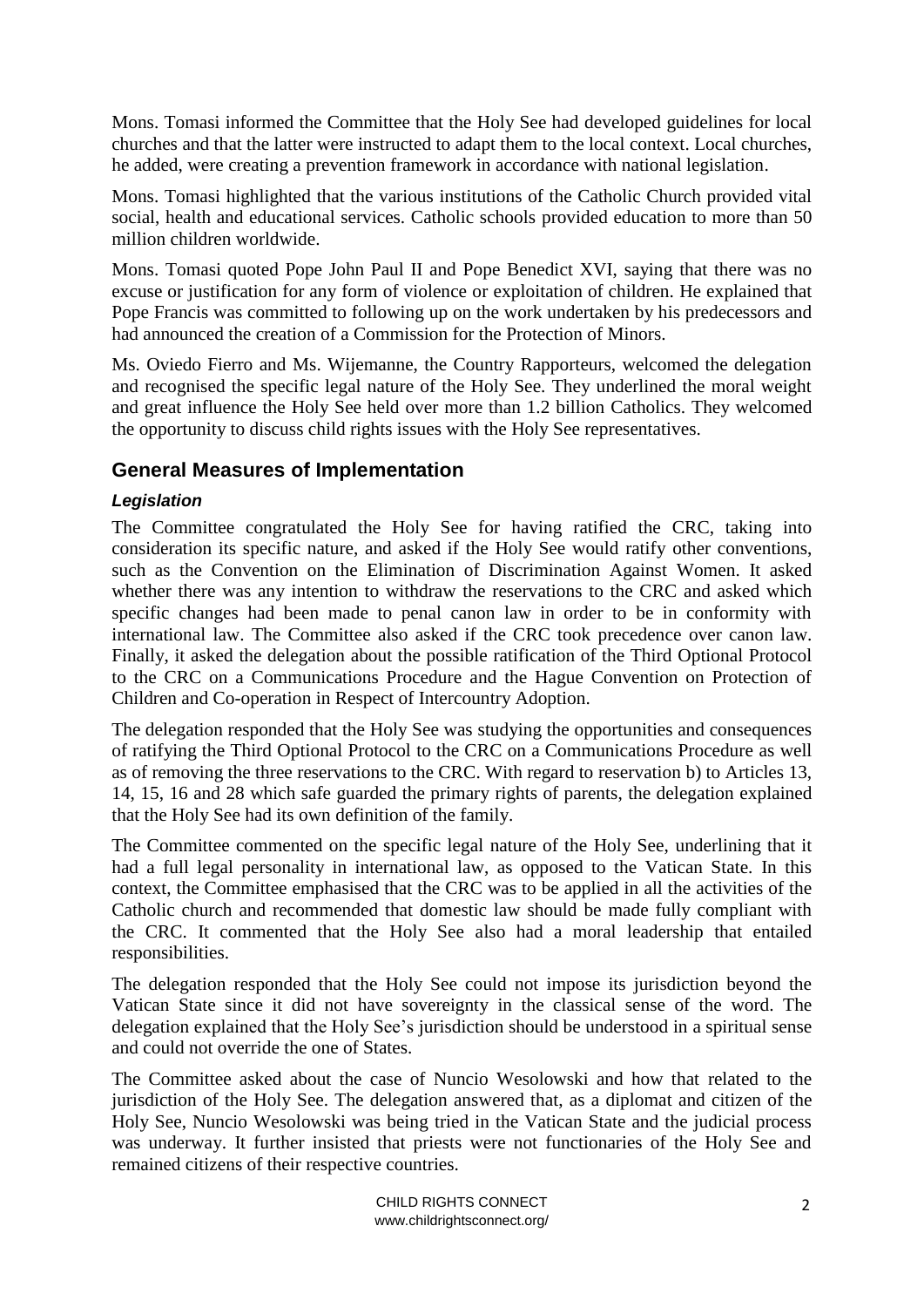Mons. Tomasi informed the Committee that the Holy See had developed guidelines for local churches and that the latter were instructed to adapt them to the local context. Local churches, he added, were creating a prevention framework in accordance with national legislation.

Mons. Tomasi highlighted that the various institutions of the Catholic Church provided vital social, health and educational services. Catholic schools provided education to more than 50 million children worldwide.

Mons. Tomasi quoted Pope John Paul II and Pope Benedict XVI, saying that there was no excuse or justification for any form of violence or exploitation of children. He explained that Pope Francis was committed to following up on the work undertaken by his predecessors and had announced the creation of a Commission for the Protection of Minors.

Ms. Oviedo Fierro and Ms. Wijemanne, the Country Rapporteurs, welcomed the delegation and recognised the specific legal nature of the Holy See. They underlined the moral weight and great influence the Holy See held over more than 1.2 billion Catholics. They welcomed the opportunity to discuss child rights issues with the Holy See representatives.

## General Measures of Implementation

### *Legislation*

The Committee congratulated the Holy See for having ratified the CRC, taking into consideration its specific nature, and asked if the Holy See would ratify other conventions, such as the Convention on the Elimination of Discrimination Against Women. It asked whether there was any intention to withdraw the reservations to the CRC and asked which specific changes had been made to penal canon law in order to be in conformity with international law. The Committee also asked if the CRC took precedence over canon law. Finally, it asked the delegation about the possible ratification of the Third Optional Protocol to the CRC on a Communications Procedure and the Hague Convention on Protection of Children and Co-operation in Respect of Intercountry Adoption.

The delegation responded that the Holy See was studying the opportunities and consequences of ratifying the Third Optional Protocol to the CRC on a Communications Procedure as well as of removing the three reservations to the CRC. With regard to reservation b) to Articles 13, 14, 15, 16 and 28 which safe guarded the primary rights of parents, the delegation explained that the Holy See had its own definition of the family.

The Committee commented on the specific legal nature of the Holy See, underlining that it had a full legal personality in international law, as opposed to the Vatican State. In this context, the Committee emphasised that the CRC was to be applied in all the activities of the Catholic church and recommended that domestic law should be made fully compliant with the CRC. It commented that the Holy See also had a moral leadership that entailed responsibilities.

The delegation responded that the Holy See could not impose its jurisdiction beyond the Vatican State since it did not have sovereignty in the classical sense of the word. The delegation explained that the Holy See's jurisdiction should be understood in a spiritual sense and could not override the one of States.

The Committee asked about the case of Nuncio Wesolowski and how that related to the jurisdiction of the Holy See. The delegation answered that, as a diplomat and citizen of the Holy See, Nuncio Wesolowski was being tried in the Vatican State and the judicial process was underway. It further insisted that priests were not functionaries of the Holy See and remained citizens of their respective countries.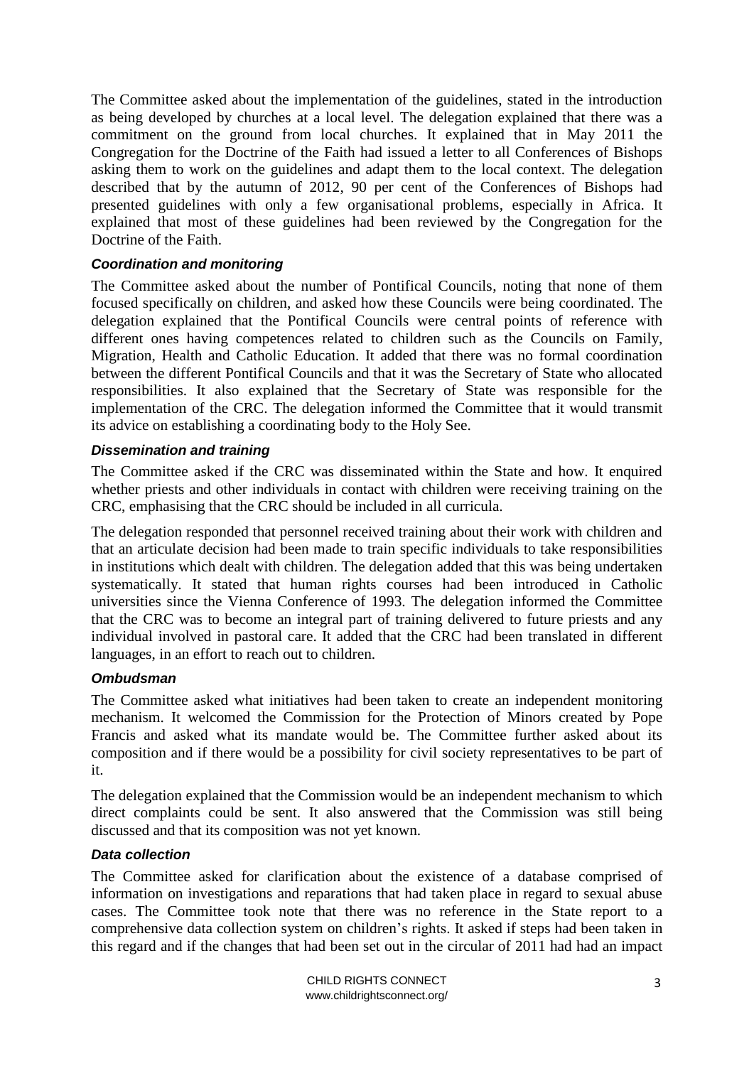The Committee asked about the implementation of the guidelines, stated in the introduction as being developed by churches at a local level. The delegation explained that there was a commitment on the ground from local churches. It explained that in May 2011 the Congregation for the Doctrine of the Faith had issued a letter to all Conferences of Bishops asking them to work on the guidelines and adapt them to the local context. The delegation described that by the autumn of 2012, 90 per cent of the Conferences of Bishops had presented guidelines with only a few organisational problems, especially in Africa. It explained that most of these guidelines had been reviewed by the Congregation for the Doctrine of the Faith.

### *Coordination and monitoring*

The Committee asked about the number of Pontifical Councils, noting that none of them focused specifically on children, and asked how these Councils were being coordinated. The delegation explained that the Pontifical Councils were central points of reference with different ones having competences related to children such as the Councils on Family, Migration, Health and Catholic Education. It added that there was no formal coordination between the different Pontifical Councils and that it was the Secretary of State who allocated responsibilities. It also explained that the Secretary of State was responsible for the implementation of the CRC. The delegation informed the Committee that it would transmit its advice on establishing a coordinating body to the Holy See.

### *Dissemination and training*

The Committee asked if the CRC was disseminated within the State and how. It enquired whether priests and other individuals in contact with children were receiving training on the CRC, emphasising that the CRC should be included in all curricula.

The delegation responded that personnel received training about their work with children and that an articulate decision had been made to train specific individuals to take responsibilities in institutions which dealt with children. The delegation added that this was being undertaken systematically. It stated that human rights courses had been introduced in Catholic universities since the Vienna Conference of 1993. The delegation informed the Committee that the CRC was to become an integral part of training delivered to future priests and any individual involved in pastoral care. It added that the CRC had been translated in different languages, in an effort to reach out to children.

### *Ombudsman*

The Committee asked what initiatives had been taken to create an independent monitoring mechanism. It welcomed the Commission for the Protection of Minors created by Pope Francis and asked what its mandate would be. The Committee further asked about its composition and if there would be a possibility for civil society representatives to be part of it.

The delegation explained that the Commission would be an independent mechanism to which direct complaints could be sent. It also answered that the Commission was still being discussed and that its composition was not yet known.

### *Data collection*

The Committee asked for clarification about the existence of a database comprised of information on investigations and reparations that had taken place in regard to sexual abuse cases. The Committee took note that there was no reference in the State report to a comprehensive data collection system on children's rights. It asked if steps had been taken in this regard and if the changes that had been set out in the circular of 2011 had had an impact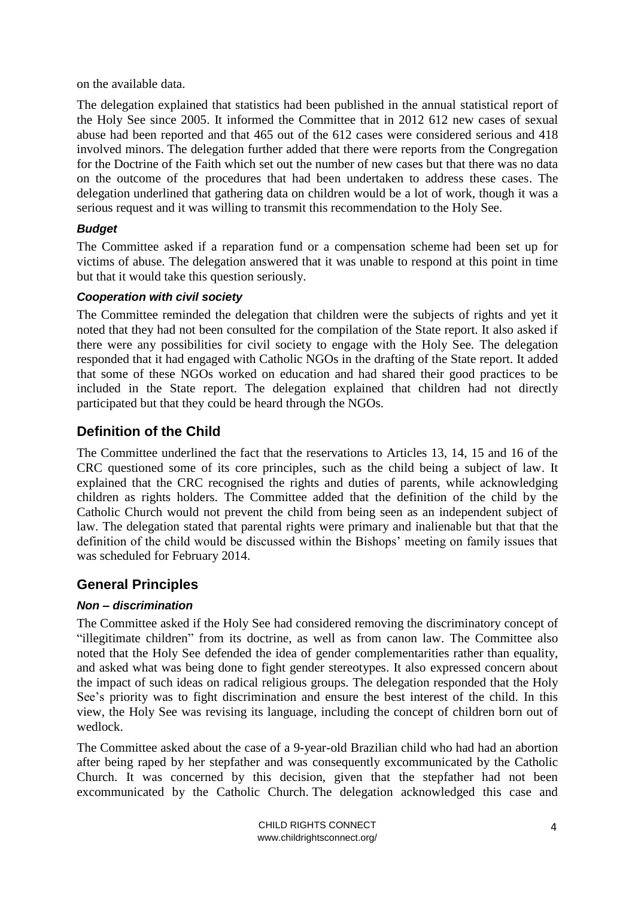on the available data.

The delegation explained that statistics had been published in the annual statistical report of the Holy See since 2005. It informed the Committee that in 2012 612 new cases of sexual abuse had been reported and that 465 out of the 612 cases were considered serious and 418 involved minors. The delegation further added that there were reports from the Congregation for the Doctrine of the Faith which set out the number of new cases but that there was no data on the outcome of the procedures that had been undertaken to address these cases. The delegation underlined that gathering data on children would be a lot of work, though it was a serious request and it was willing to transmit this recommendation to the Holy See.

### *Budget*

The Committee asked if a reparation fund or a compensation scheme had been set up for victims of abuse. The delegation answered that it was unable to respond at this point in time but that it would take this question seriously.

### *Cooperation with civil society*

The Committee reminded the delegation that children were the subjects of rights and yet it noted that they had not been consulted for the compilation of the State report. It also asked if there were any possibilities for civil society to engage with the Holy See. The delegation responded that it had engaged with Catholic NGOs in the drafting of the State report. It added that some of these NGOs worked on education and had shared their good practices to be included in the State report. The delegation explained that children had not directly participated but that they could be heard through the NGOs.

## Definition of the Child

The Committee underlined the fact that the reservations to Articles 13, 14, 15 and 16 of the CRC questioned some of its core principles, such as the child being a subject of law. It explained that the CRC recognised the rights and duties of parents, while acknowledging children as rights holders. The Committee added that the definition of the child by the Catholic Church would not prevent the child from being seen as an independent subject of law. The delegation stated that parental rights were primary and inalienable but that that the definition of the child would be discussed within the Bishops' meeting on family issues that was scheduled for February 2014.

## General Principles

### *Non – discrimination*

The Committee asked if the Holy See had considered removing the discriminatory concept of "illegitimate children" from its doctrine, as well as from canon law. The Committee also noted that the Holy See defended the idea of gender complementarities rather than equality, and asked what was being done to fight gender stereotypes. It also expressed concern about the impact of such ideas on radical religious groups. The delegation responded that the Holy See's priority was to fight discrimination and ensure the best interest of the child. In this view, the Holy See was revising its language, including the concept of children born out of wedlock.

The Committee asked about the case of a 9-year-old Brazilian child who had had an abortion after being raped by her stepfather and was consequently excommunicated by the Catholic Church. It was concerned by this decision, given that the stepfather had not been excommunicated by the Catholic Church. The delegation acknowledged this case and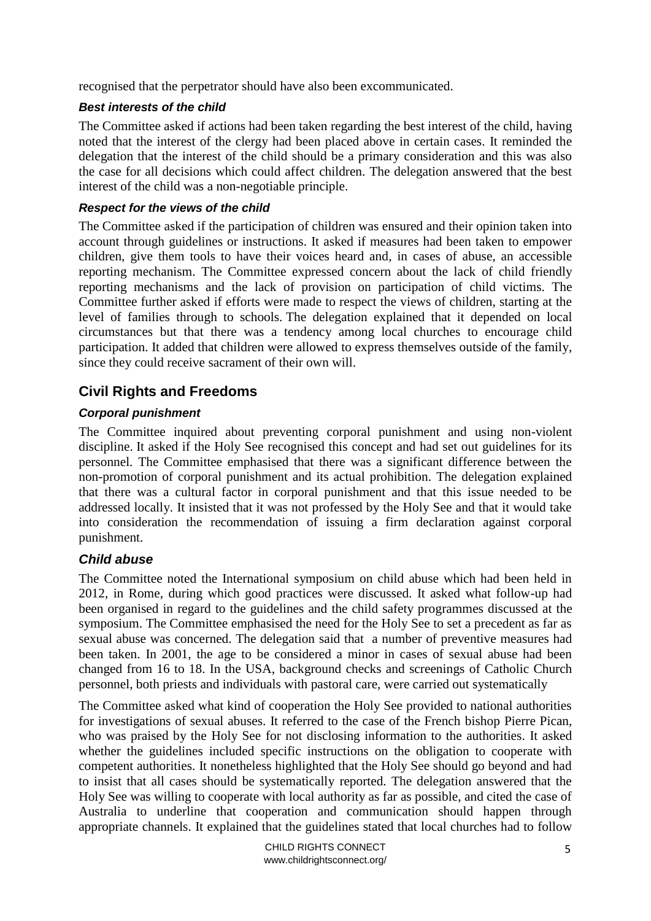recognised that the perpetrator should have also been excommunicated.

### *Best interests of the child*

The Committee asked if actions had been taken regarding the best interest of the child, having noted that the interest of the clergy had been placed above in certain cases. It reminded the delegation that the interest of the child should be a primary consideration and this was also the case for all decisions which could affect children. The delegation answered that the best interest of the child was a non-negotiable principle.

### *Respect for the views of the child*

The Committee asked if the participation of children was ensured and their opinion taken into account through guidelines or instructions. It asked if measures had been taken to empower children, give them tools to have their voices heard and, in cases of abuse, an accessible reporting mechanism. The Committee expressed concern about the lack of child friendly reporting mechanisms and the lack of provision on participation of child victims. The Committee further asked if efforts were made to respect the views of children, starting at the level of families through to schools. The delegation explained that it depended on local circumstances but that there was a tendency among local churches to encourage child participation. It added that children were allowed to express themselves outside of the family, since they could receive sacrament of their own will.

## Civil Rights and Freedoms

### *Corporal punishment*

The Committee inquired about preventing corporal punishment and using non-violent discipline. It asked if the Holy See recognised this concept and had set out guidelines for its personnel. The Committee emphasised that there was a significant difference between the non-promotion of corporal punishment and its actual prohibition. The delegation explained that there was a cultural factor in corporal punishment and that this issue needed to be addressed locally. It insisted that it was not professed by the Holy See and that it would take into consideration the recommendation of issuing a firm declaration against corporal punishment.

### *Child abuse*

The Committee noted the International symposium on child abuse which had been held in 2012, in Rome, during which good practices were discussed. It asked what follow-up had been organised in regard to the guidelines and the child safety programmes discussed at the symposium. The Committee emphasised the need for the Holy See to set a precedent as far as sexual abuse was concerned. The delegation said that a number of preventive measures had been taken. In 2001, the age to be considered a minor in cases of sexual abuse had been changed from 16 to 18. In the USA, background checks and screenings of Catholic Church personnel, both priests and individuals with pastoral care, were carried out systematically

The Committee asked what kind of cooperation the Holy See provided to national authorities for investigations of sexual abuses. It referred to the case of the French bishop Pierre Pican, who was praised by the Holy See for not disclosing information to the authorities. It asked whether the guidelines included specific instructions on the obligation to cooperate with competent authorities. It nonetheless highlighted that the Holy See should go beyond and had to insist that all cases should be systematically reported. The delegation answered that the Holy See was willing to cooperate with local authority as far as possible, and cited the case of Australia to underline that cooperation and communication should happen through appropriate channels. It explained that the guidelines stated that local churches had to follow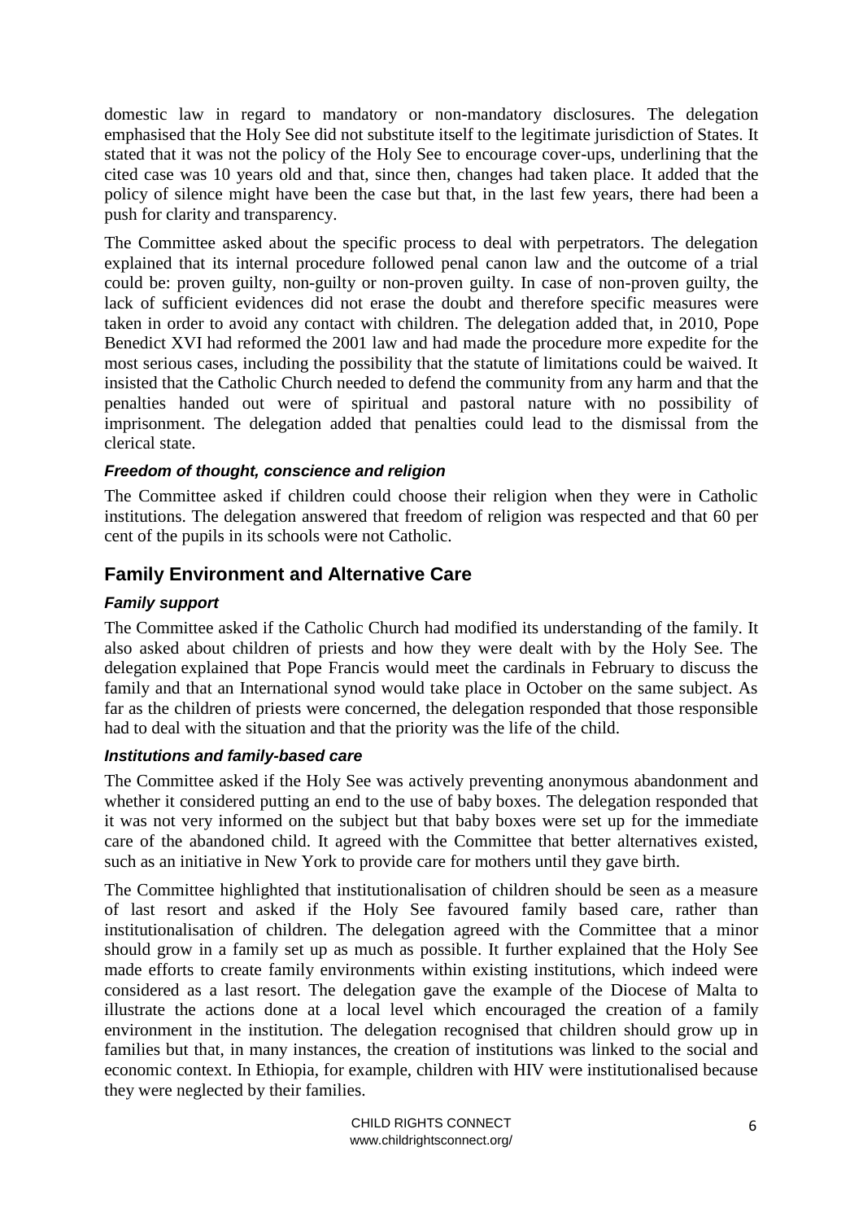domestic law in regard to mandatory or non-mandatory disclosures. The delegation emphasised that the Holy See did not substitute itself to the legitimate jurisdiction of States. It stated that it was not the policy of the Holy See to encourage cover-ups, underlining that the cited case was 10 years old and that, since then, changes had taken place. It added that the policy of silence might have been the case but that, in the last few years, there had been a push for clarity and transparency.

The Committee asked about the specific process to deal with perpetrators. The delegation explained that its internal procedure followed penal canon law and the outcome of a trial could be: proven guilty, non-guilty or non-proven guilty. In case of non-proven guilty, the lack of sufficient evidences did not erase the doubt and therefore specific measures were taken in order to avoid any contact with children. The delegation added that, in 2010, Pope Benedict XVI had reformed the 2001 law and had made the procedure more expedite for the most serious cases, including the possibility that the statute of limitations could be waived. It insisted that the Catholic Church needed to defend the community from any harm and that the penalties handed out were of spiritual and pastoral nature with no possibility of imprisonment. The delegation added that penalties could lead to the dismissal from the clerical state.

### *Freedom of thought, conscience and religion*

The Committee asked if children could choose their religion when they were in Catholic institutions. The delegation answered that freedom of religion was respected and that 60 per cent of the pupils in its schools were not Catholic.

## Family Environment and Alternative Care

### *Family support*

The Committee asked if the Catholic Church had modified its understanding of the family. It also asked about children of priests and how they were dealt with by the Holy See. The delegation explained that Pope Francis would meet the cardinals in February to discuss the family and that an International synod would take place in October on the same subject. As far as the children of priests were concerned, the delegation responded that those responsible had to deal with the situation and that the priority was the life of the child.

### *Institutions and family-based care*

The Committee asked if the Holy See was actively preventing anonymous abandonment and whether it considered putting an end to the use of baby boxes. The delegation responded that it was not very informed on the subject but that baby boxes were set up for the immediate care of the abandoned child. It agreed with the Committee that better alternatives existed, such as an initiative in New York to provide care for mothers until they gave birth.

The Committee highlighted that institutionalisation of children should be seen as a measure of last resort and asked if the Holy See favoured family based care, rather than institutionalisation of children. The delegation agreed with the Committee that a minor should grow in a family set up as much as possible. It further explained that the Holy See made efforts to create family environments within existing institutions, which indeed were considered as a last resort. The delegation gave the example of the Diocese of Malta to illustrate the actions done at a local level which encouraged the creation of a family environment in the institution. The delegation recognised that children should grow up in families but that, in many instances, the creation of institutions was linked to the social and economic context. In Ethiopia, for example, children with HIV were institutionalised because they were neglected by their families.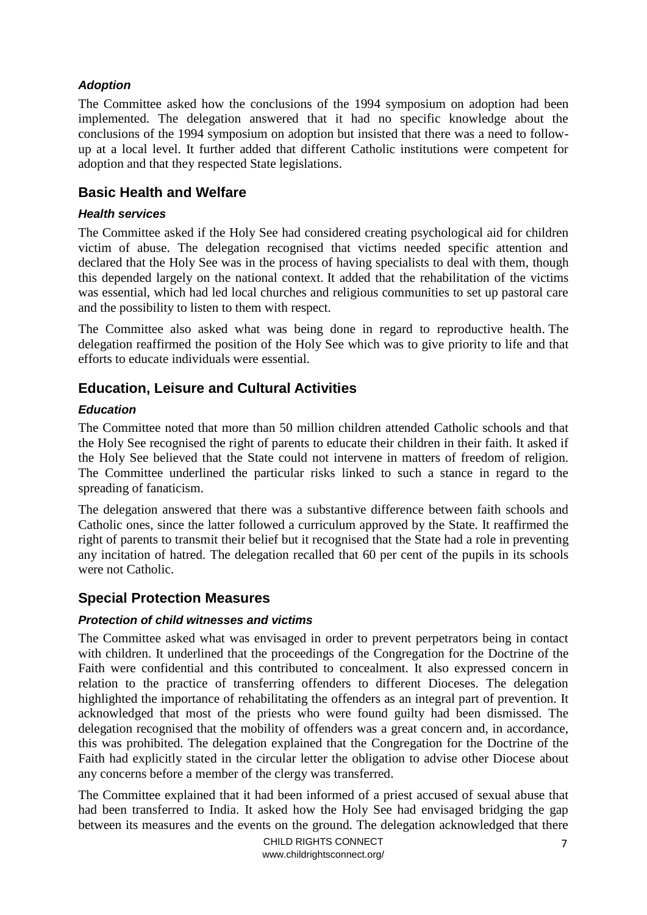#### *Adoption*

The Committee asked how the conclusions of the 1994 symposium on adoption had been implemented. The delegation answered that it had no specific knowledge about the conclusions of the 1994 symposium on adoption but insisted that there was a need to follow-up at a local level. It further added that different Catholic institutions were competent for adoption and that they respected State legislations.

### Basic Health and Welfare

#### *Health services*

The Committee asked if the Holy See had considered creating psychological aid for children victim of abuse. The delegation recognised that victims needed specific attention and declared that the Holy See was in the process of having specialists to deal with them, though this depended largely on the national context. It added that the rehabilitation of the victims was essential, which had led local churches and religious communities to set up pastoral care and the possibility to listen to them with respect.

The Committee also asked what was being done in regard to reproductive health. The delegation reaffirmed the position of the Holy See which was to give priority to life and that efforts to educate individuals were essential.

### Education, Leisure and Cultural Activities

#### *Education*

The Committee noted that more than 50 million children attended Catholic schools and that the Holy See recognised the right of parents to educate their children in their faith. It asked if the Holy See believed that the State could not intervene in matters of freedom of religion. The Committee underlined the particular risks linked to such a stance in regard to the spreading of fanaticism.

The delegation answered that there was a substantive difference between faith schools and Catholic ones, since the latter followed a curriculum approved by the State. It reaffirmed the right of parents to transmit their belief but it recognised that the State had a role in preventing any incitation of hatred. The delegation recalled that 60 per cent of the pupils in its schools were not Catholic.

### Special Protection Measures

#### *Protection of child witnesses and victims*

The Committee asked what was envisaged in order to prevent perpetrators being in contact with children. It underlined that the proceedings of the Congregation for the Doctrine of the Faith were confidential and this contributed to concealment. It also expressed concern in relation to the practice of transferring offenders to different Dioceses. The delegation highlighted the importance of rehabilitating the offenders as an integral part of prevention. It acknowledged that most of the priests who were found guilty had been dismissed. The delegation recognised that the mobility of offenders was a great concern and, in accordance, this was prohibited. The delegation explained that the Congregation for the Doctrine of the Faith had explicitly stated in the circular letter the obligation to advise other Diocese about any concerns before a member of the clergy was transferred.

The Committee explained that it had been informed of a priest accused of sexual abuse that had been transferred to India. It asked how the Holy See had envisaged bridging the gap between its measures and the events on the ground. The delegation acknowledged that there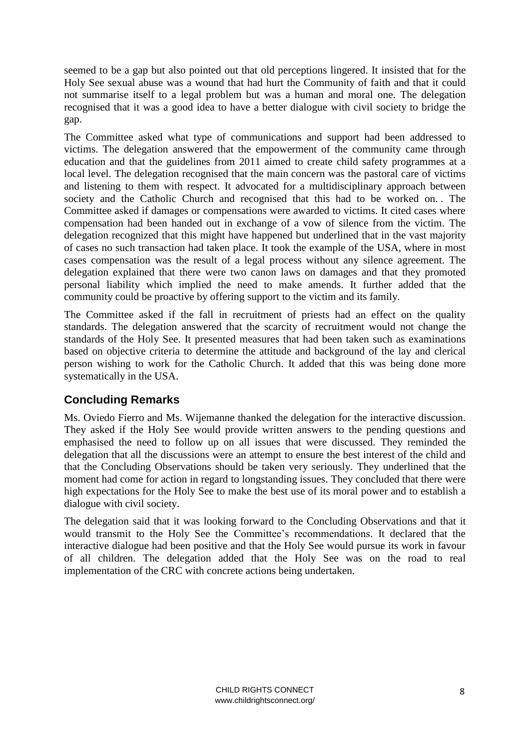seemed to be a gap but also pointed out that old perceptions lingered. It insisted that for the Holy See sexual abuse was a wound that had hurt the Community of faith and that it could not summarise itself to a legal problem but was a human and moral one. The delegation recognised that it was a good idea to have a better dialogue with civil society to bridge the gap.

The Committee asked what type of communications and support had been addressed to victims. The delegation answered that the empowerment of the community came through education and that the guidelines from 2011 aimed to create child safety programmes at a local level. The delegation recognised that the main concern was the pastoral care of victims and listening to them with respect. It advocated for a multidisciplinary approach between society and the Catholic Church and recognised that this had to be worked on. . The Committee asked if damages or compensations were awarded to victims. It cited cases where compensation had been handed out in exchange of a vow of silence from the victim. The delegation recognized that this might have happened but underlined that in the vast majority of cases no such transaction had taken place. It took the example of the USA, where in most cases compensation was the result of a legal process without any silence agreement. The delegation explained that there were two canon laws on damages and that they promoted personal liability which implied the need to make amends. It further added that the community could be proactive by offering support to the victim and its family.

The Committee asked if the fall in recruitment of priests had an effect on the quality standards. The delegation answered that the scarcity of recruitment would not change the standards of the Holy See. It presented measures that had been taken such as examinations based on objective criteria to determine the attitude and background of the lay and clerical person wishing to work for the Catholic Church. It added that this was being done more systematically in the USA.

## Concluding Remarks

Ms. Oviedo Fierro and Ms. Wijemanne thanked the delegation for the interactive discussion. They asked if the Holy See would provide written answers to the pending questions and emphasised the need to follow up on all issues that were discussed. They reminded the delegation that all the discussions were an attempt to ensure the best interest of the child and that the Concluding Observations should be taken very seriously. They underlined that the moment had come for action in regard to longstanding issues. They concluded that there were high expectations for the Holy See to make the best use of its moral power and to establish a dialogue with civil society.

The delegation said that it was looking forward to the Concluding Observations and that it would transmit to the Holy See the Committee's recommendations. It declared that the interactive dialogue had been positive and that the Holy See would pursue its work in favour of all children. The delegation added that the Holy See was on the road to real implementation of the CRC with concrete actions being undertaken.